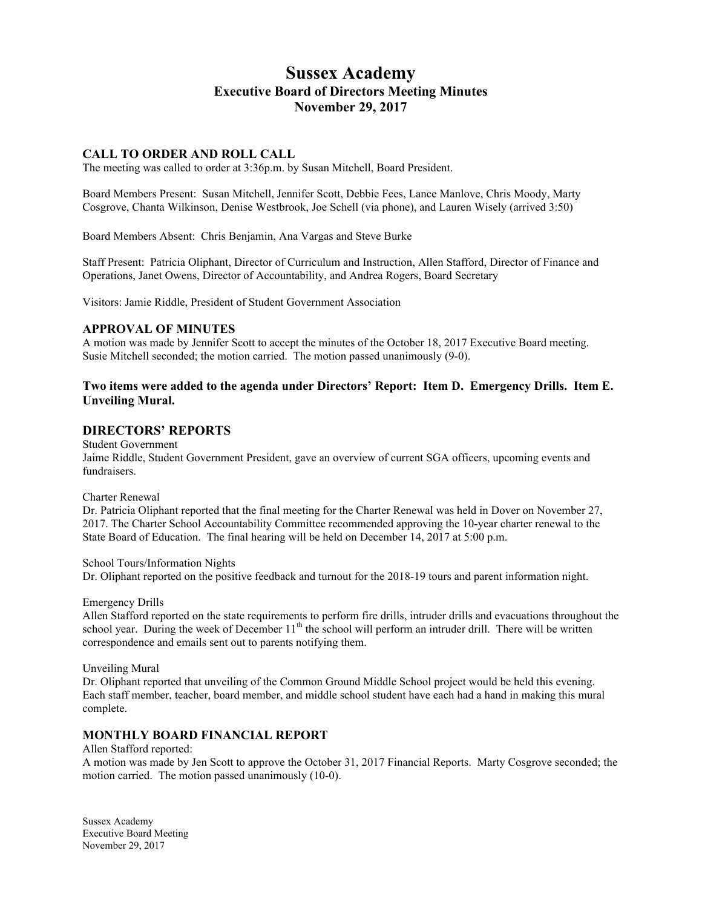# Sussex Academy
## Executive Board of Directors Meeting Minutes
## November 29, 2017

### CALL TO ORDER AND ROLL CALL

The meeting was called to order at 3:36p.m. by Susan Mitchell, Board President.

Board Members Present: Susan Mitchell, Jennifer Scott, Debbie Fees, Lance Manlove, Chris Moody, Marty Cosgrove, Chanta Wilkinson, Denise Westbrook, Joe Schell (via phone), and Lauren Wisely (arrived 3:50)

Board Members Absent: Chris Benjamin, Ana Vargas and Steve Burke

Staff Present: Patricia Oliphant, Director of Curriculum and Instruction, Allen Stafford, Director of Finance and Operations, Janet Owens, Director of Accountability, and Andrea Rogers, Board Secretary

Visitors: Jamie Riddle, President of Student Government Association

### APPROVAL OF MINUTES

A motion was made by Jennifer Scott to accept the minutes of the October 18, 2017 Executive Board meeting. Susie Mitchell seconded; the motion carried. The motion passed unanimously (9-0).

**Two items were added to the agenda under Directors' Report: Item D. Emergency Drills. Item E. Unveiling Mural.**

### DIRECTORS' REPORTS

Student Government

Jaime Riddle, Student Government President, gave an overview of current SGA officers, upcoming events and fundraisers.

Charter Renewal

Dr. Patricia Oliphant reported that the final meeting for the Charter Renewal was held in Dover on November 27, 2017. The Charter School Accountability Committee recommended approving the 10-year charter renewal to the State Board of Education. The final hearing will be held on December 14, 2017 at 5:00 p.m.

School Tours/Information Nights

Dr. Oliphant reported on the positive feedback and turnout for the 2018-19 tours and parent information night.

Emergency Drills

Allen Stafford reported on the state requirements to perform fire drills, intruder drills and evacuations throughout the school year. During the week of December 11th the school will perform an intruder drill. There will be written correspondence and emails sent out to parents notifying them.

Unveiling Mural

Dr. Oliphant reported that unveiling of the Common Ground Middle School project would be held this evening. Each staff member, teacher, board member, and middle school student have each had a hand in making this mural complete.

### MONTHLY BOARD FINANCIAL REPORT

Allen Stafford reported:

A motion was made by Jen Scott to approve the October 31, 2017 Financial Reports. Marty Cosgrove seconded; the motion carried. The motion passed unanimously (10-0).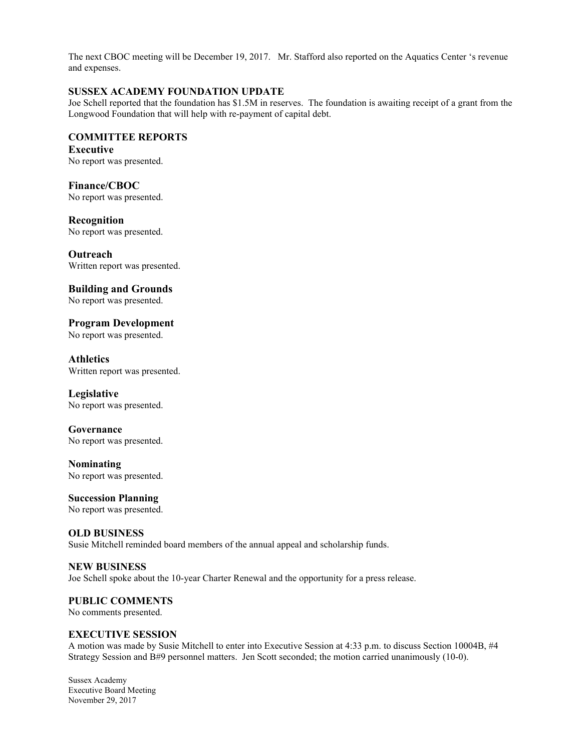The next CBOC meeting will be December 19, 2017. Mr. Stafford also reported on the Aquatics Center 's revenue and expenses.

## SUSSEX ACADEMY FOUNDATION UPDATE

Joe Schell reported that the foundation has $1.5M in reserves. The foundation is awaiting receipt of a grant from the Longwood Foundation that will help with re-payment of capital debt.

## COMMITTEE REPORTS

### Executive

No report was presented.

### Finance/CBOC

No report was presented.

### Recognition

No report was presented.

### Outreach

Written report was presented.

### Building and Grounds

No report was presented.

### Program Development

No report was presented.

### Athletics

Written report was presented.

### Legislative

No report was presented.

### Governance

No report was presented.

### Nominating

No report was presented.

### Succession Planning

No report was presented.

## OLD BUSINESS

Susie Mitchell reminded board members of the annual appeal and scholarship funds.

## NEW BUSINESS

Joe Schell spoke about the 10-year Charter Renewal and the opportunity for a press release.

## PUBLIC COMMENTS

No comments presented.

## EXECUTIVE SESSION

A motion was made by Susie Mitchell to enter into Executive Session at 4:33 p.m. to discuss Section 10004B, #4 Strategy Session and B#9 personnel matters. Jen Scott seconded; the motion carried unanimously (10-0).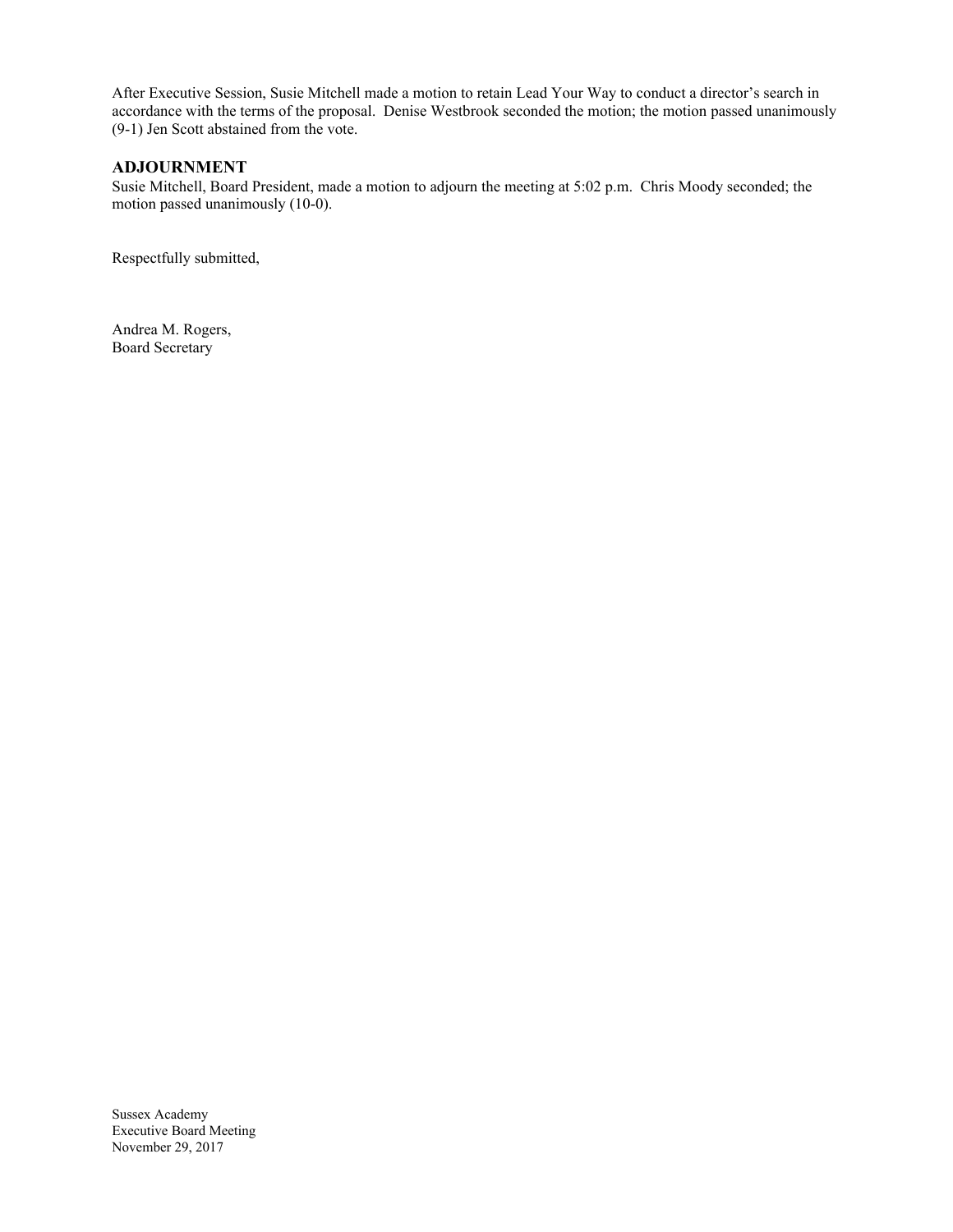After Executive Session, Susie Mitchell made a motion to retain Lead Your Way to conduct a director's search in accordance with the terms of the proposal. Denise Westbrook seconded the motion; the motion passed unanimously (9-1) Jen Scott abstained from the vote.

## ADJOURNMENT

Susie Mitchell, Board President, made a motion to adjourn the meeting at 5:02 p.m. Chris Moody seconded; the motion passed unanimously (10-0).

Respectfully submitted,

Andrea M. Rogers,
Board Secretary